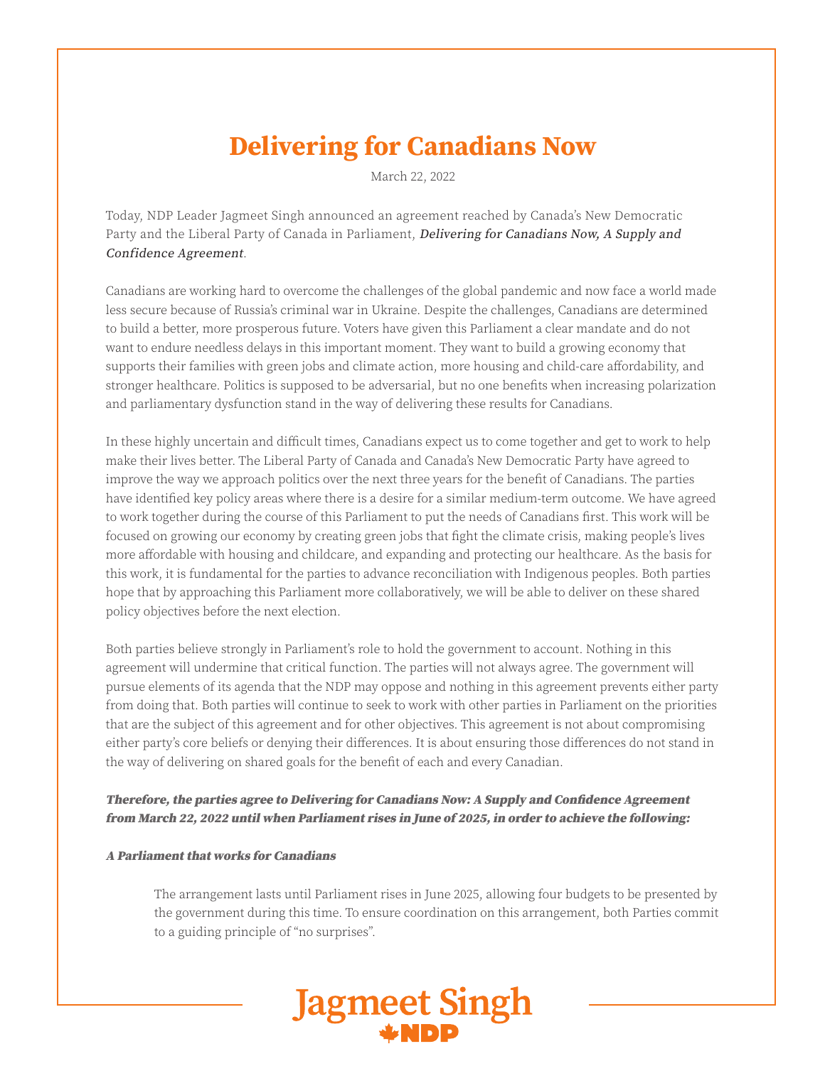# Delivering for Canadians Now

March 22, 2022

Today, NDP Leader Jagmeet Singh announced an agreement reached by Canada's New Democratic Party and the Liberal Party of Canada in Parliament, ***Delivering for Canadians Now, A Supply and Confidence Agreement***.

Canadians are working hard to overcome the challenges of the global pandemic and now face a world made less secure because of Russia's criminal war in Ukraine. Despite the challenges, Canadians are determined to build a better, more prosperous future. Voters have given this Parliament a clear mandate and do not want to endure needless delays in this important moment. They want to build a growing economy that supports their families with green jobs and climate action, more housing and child-care affordability, and stronger healthcare. Politics is supposed to be adversarial, but no one benefits when increasing polarization and parliamentary dysfunction stand in the way of delivering these results for Canadians.

In these highly uncertain and difficult times, Canadians expect us to come together and get to work to help make their lives better. The Liberal Party of Canada and Canada's New Democratic Party have agreed to improve the way we approach politics over the next three years for the benefit of Canadians. The parties have identified key policy areas where there is a desire for a similar medium-term outcome. We have agreed to work together during the course of this Parliament to put the needs of Canadians first. This work will be focused on growing our economy by creating green jobs that fight the climate crisis, making people's lives more affordable with housing and childcare, and expanding and protecting our healthcare. As the basis for this work, it is fundamental for the parties to advance reconciliation with Indigenous peoples. Both parties hope that by approaching this Parliament more collaboratively, we will be able to deliver on these shared policy objectives before the next election.

Both parties believe strongly in Parliament's role to hold the government to account. Nothing in this agreement will undermine that critical function. The parties will not always agree. The government will pursue elements of its agenda that the NDP may oppose and nothing in this agreement prevents either party from doing that. Both parties will continue to seek to work with other parties in Parliament on the priorities that are the subject of this agreement and for other objectives. This agreement is not about compromising either party's core beliefs or denying their differences. It is about ensuring those differences do not stand in the way of delivering on shared goals for the benefit of each and every Canadian.

***Therefore, the parties agree to Delivering for Canadians Now: A Supply and Confidence Agreement from March 22, 2022 until when Parliament rises in June of 2025, in order to achieve the following:***

***A Parliament that works for Canadians***

> The arrangement lasts until Parliament rises in June 2025, allowing four budgets to be presented by the government during this time. To ensure coordination on this arrangement, both Parties commit to a guiding principle of "no surprises".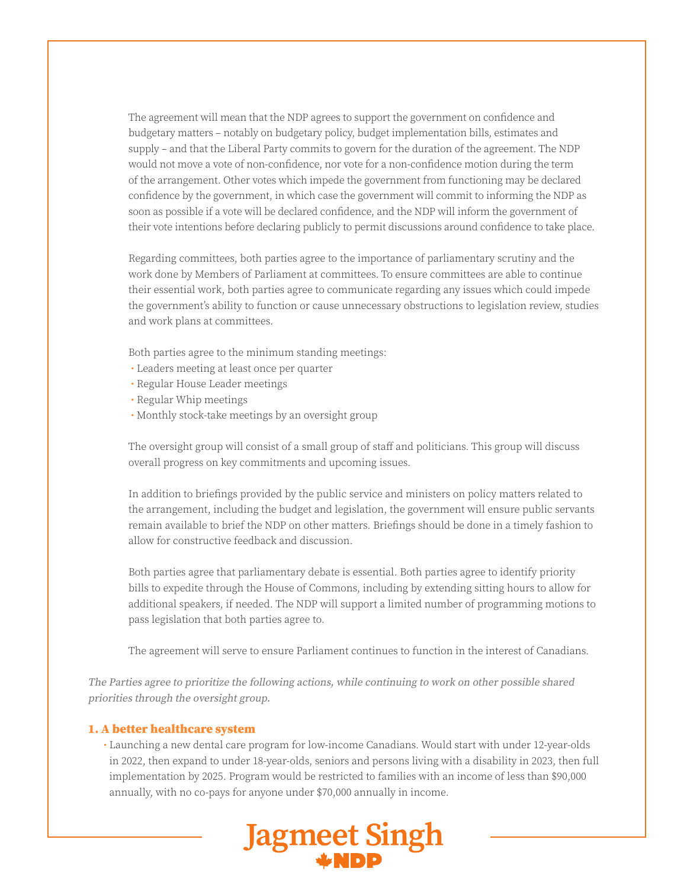The agreement will mean that the NDP agrees to support the government on confidence and budgetary matters – notably on budgetary policy, budget implementation bills, estimates and supply – and that the Liberal Party commits to govern for the duration of the agreement. The NDP would not move a vote of non-confidence, nor vote for a non-confidence motion during the term of the arrangement. Other votes which impede the government from functioning may be declared confidence by the government, in which case the government will commit to informing the NDP as soon as possible if a vote will be declared confidence, and the NDP will inform the government of their vote intentions before declaring publicly to permit discussions around confidence to take place.

Regarding committees, both parties agree to the importance of parliamentary scrutiny and the work done by Members of Parliament at committees. To ensure committees are able to continue their essential work, both parties agree to communicate regarding any issues which could impede the government's ability to function or cause unnecessary obstructions to legislation review, studies and work plans at committees.

Both parties agree to the minimum standing meetings:

- Leaders meeting at least once per quarter
- Regular House Leader meetings
- Regular Whip meetings
- Monthly stock-take meetings by an oversight group

The oversight group will consist of a small group of staff and politicians. This group will discuss overall progress on key commitments and upcoming issues.

In addition to briefings provided by the public service and ministers on policy matters related to the arrangement, including the budget and legislation, the government will ensure public servants remain available to brief the NDP on other matters. Briefings should be done in a timely fashion to allow for constructive feedback and discussion.

Both parties agree that parliamentary debate is essential. Both parties agree to identify priority bills to expedite through the House of Commons, including by extending sitting hours to allow for additional speakers, if needed. The NDP will support a limited number of programming motions to pass legislation that both parties agree to.

The agreement will serve to ensure Parliament continues to function in the interest of Canadians.

*The Parties agree to prioritize the following actions, while continuing to work on other possible shared priorities through the oversight group.*

## 1. A better healthcare system

- Launching a new dental care program for low-income Canadians. Would start with under 12-year-olds in 2022, then expand to under 18-year-olds, seniors and persons living with a disability in 2023, then full implementation by 2025. Program would be restricted to families with an income of less than $90,000 annually, with no co-pays for anyone under $70,000 annually in income.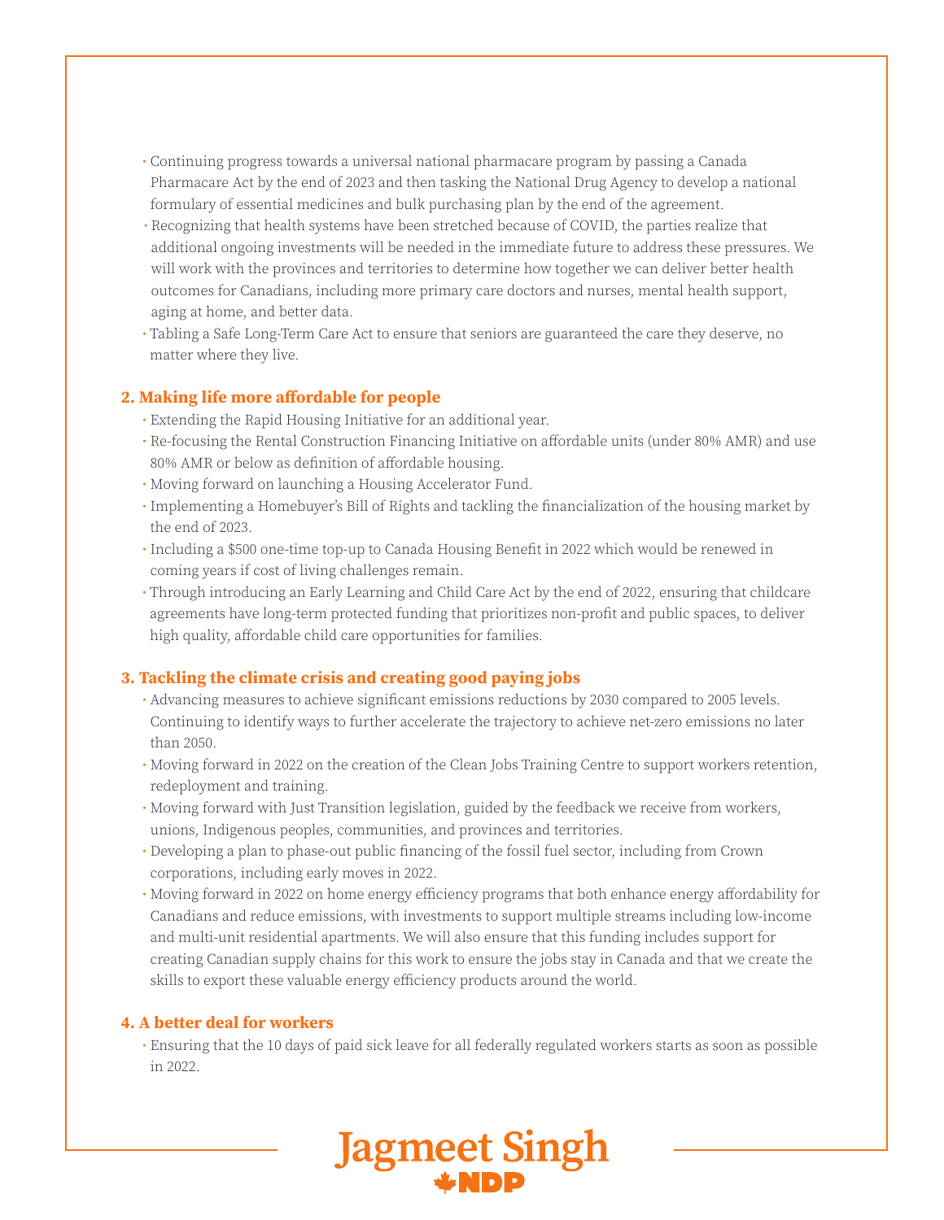- Continuing progress towards a universal national pharmacare program by passing a Canada Pharmacare Act by the end of 2023 and then tasking the National Drug Agency to develop a national formulary of essential medicines and bulk purchasing plan by the end of the agreement.
- Recognizing that health systems have been stretched because of COVID, the parties realize that additional ongoing investments will be needed in the immediate future to address these pressures. We will work with the provinces and territories to determine how together we can deliver better health outcomes for Canadians, including more primary care doctors and nurses, mental health support, aging at home, and better data.
- Tabling a Safe Long-Term Care Act to ensure that seniors are guaranteed the care they deserve, no matter where they live.

### 2. Making life more affordable for people

- Extending the Rapid Housing Initiative for an additional year.
- Re-focusing the Rental Construction Financing Initiative on affordable units (under 80% AMR) and use 80% AMR or below as definition of affordable housing.
- Moving forward on launching a Housing Accelerator Fund.
- Implementing a Homebuyer's Bill of Rights and tackling the financialization of the housing market by the end of 2023.
- Including a $500 one-time top-up to Canada Housing Benefit in 2022 which would be renewed in coming years if cost of living challenges remain.
- Through introducing an Early Learning and Child Care Act by the end of 2022, ensuring that childcare agreements have long-term protected funding that prioritizes non-profit and public spaces, to deliver high quality, affordable child care opportunities for families.

### 3. Tackling the climate crisis and creating good paying jobs

- Advancing measures to achieve significant emissions reductions by 2030 compared to 2005 levels. Continuing to identify ways to further accelerate the trajectory to achieve net-zero emissions no later than 2050.
- Moving forward in 2022 on the creation of the Clean Jobs Training Centre to support workers retention, redeployment and training.
- Moving forward with Just Transition legislation, guided by the feedback we receive from workers, unions, Indigenous peoples, communities, and provinces and territories.
- Developing a plan to phase-out public financing of the fossil fuel sector, including from Crown corporations, including early moves in 2022.
- Moving forward in 2022 on home energy efficiency programs that both enhance energy affordability for Canadians and reduce emissions, with investments to support multiple streams including low-income and multi-unit residential apartments. We will also ensure that this funding includes support for creating Canadian supply chains for this work to ensure the jobs stay in Canada and that we create the skills to export these valuable energy efficiency products around the world.

### 4. A better deal for workers

- Ensuring that the 10 days of paid sick leave for all federally regulated workers starts as soon as possible in 2022.

Jagmeet Singh
NDP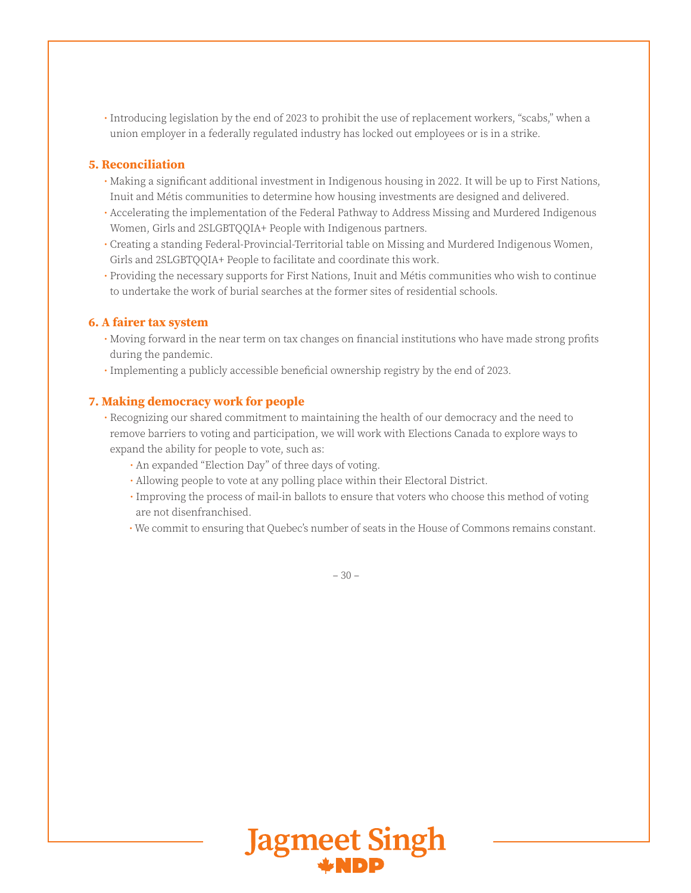- Introducing legislation by the end of 2023 to prohibit the use of replacement workers, “scabs,” when a union employer in a federally regulated industry has locked out employees or is in a strike.

### 5. Reconciliation

- Making a significant additional investment in Indigenous housing in 2022. It will be up to First Nations, Inuit and Métis communities to determine how housing investments are designed and delivered.
- Accelerating the implementation of the Federal Pathway to Address Missing and Murdered Indigenous Women, Girls and 2SLGBTQQIA+ People with Indigenous partners.
- Creating a standing Federal-Provincial-Territorial table on Missing and Murdered Indigenous Women, Girls and 2SLGBTQQIA+ People to facilitate and coordinate this work.
- Providing the necessary supports for First Nations, Inuit and Métis communities who wish to continue to undertake the work of burial searches at the former sites of residential schools.

### 6. A fairer tax system

- Moving forward in the near term on tax changes on financial institutions who have made strong profits during the pandemic.
- Implementing a publicly accessible beneficial ownership registry by the end of 2023.

### 7. Making democracy work for people

- Recognizing our shared commitment to maintaining the health of our democracy and the need to remove barriers to voting and participation, we will work with Elections Canada to explore ways to expand the ability for people to vote, such as:
  - An expanded “Election Day” of three days of voting.
  - Allowing people to vote at any polling place within their Electoral District.
  - Improving the process of mail-in ballots to ensure that voters who choose this method of voting are not disenfranchised.
  - We commit to ensuring that Quebec’s number of seats in the House of Commons remains constant.

– 30 –

Jagmeet Singh
NDP